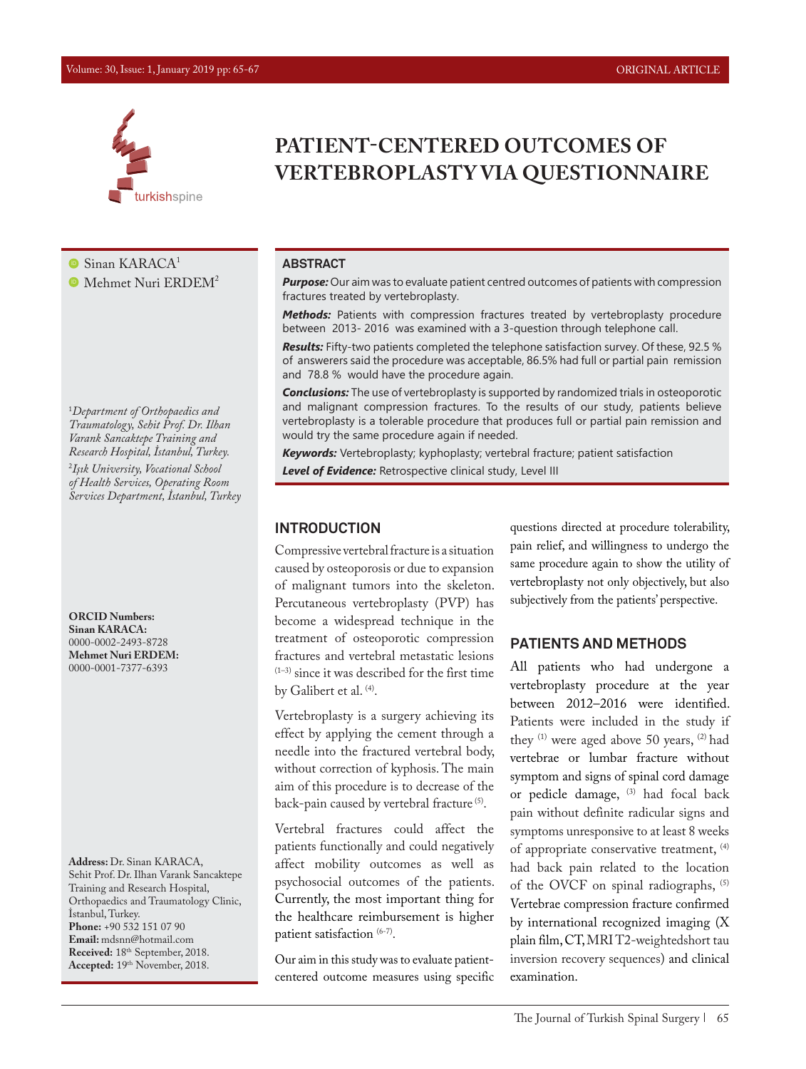# PATIENT-CENTERED OUTCOMES OF VERTEBROPLASTY VIA QUESTIONNAIRE

Sinan KARACA[1]
Mehmet Nuri ERDEM[2]

[1]*Department of Orthopaedics and Traumatology, Sehit Prof. Dr. Ilhan Varank Sancaktepe Training and Research Hospital, İstanbul, Turkey.*
[2]*Işık University, Vocational School of Health Services, Operating Room Services Department, İstanbul, Turkey*

**ORCID Numbers:**
**Sinan KARACA:** 0000-0002-2493-8728
**Mehmet Nuri ERDEM:** 0000-0001-7377-6393

**Address:** Dr. Sinan KARACA, Sehit Prof. Dr. Ilhan Varank Sancaktepe Training and Research Hospital, Orthopaedics and Traumatology Clinic, İstanbul, Turkey.
**Phone:** +90 532 151 07 90
**Email:** mdsnn@hotmail.com
**Received:** 18th September, 2018.
**Accepted:** 19th November, 2018.

## ABSTRACT

***Purpose:*** Our aim was to evaluate patient centred outcomes of patients with compression fractures treated by vertebroplasty.

***Methods:*** Patients with compression fractures treated by vertebroplasty procedure between 2013- 2016 was examined with a 3-question through telephone call.

***Results:*** Fifty-two patients completed the telephone satisfaction survey. Of these, 92.5 % of answerers said the procedure was acceptable, 86.5% had full or partial pain remission and 78.8 % would have the procedure again.

***Conclusions:*** The use of vertebroplasty is supported by randomized trials in osteoporotic and malignant compression fractures. To the results of our study, patients believe vertebroplasty is a tolerable procedure that produces full or partial pain remission and would try the same procedure again if needed.

***Keywords:*** Vertebroplasty; kyphoplasty; vertebral fracture; patient satisfaction

***Level of Evidence:*** Retrospective clinical study, Level III

## INTRODUCTION

Compressive vertebral fracture is a situation caused by osteoporosis or due to expansion of malignant tumors into the skeleton. Percutaneous vertebroplasty (PVP) has become a widespread technique in the treatment of osteoporotic compression fractures and vertebral metastatic lesions [1–3] since it was described for the first time by Galibert et al. [4].

Vertebroplasty is a surgery achieving its effect by applying the cement through a needle into the fractured vertebral body, without correction of kyphosis. The main aim of this procedure is to decrease of the back-pain caused by vertebral fracture [5].

Vertebral fractures could affect the patients functionally and could negatively affect mobility outcomes as well as psychosocial outcomes of the patients. Currently, the most important thing for the healthcare reimbursement is higher patient satisfaction [6-7].

Our aim in this study was to evaluate patient-centered outcome measures using specific questions directed at procedure tolerability, pain relief, and willingness to undergo the same procedure again to show the utility of vertebroplasty not only objectively, but also subjectively from the patients' perspective.

## PATIENTS AND METHODS

All patients who had undergone a vertebroplasty procedure at the year between 2012–2016 were identified. Patients were included in the study if they [1] were aged above 50 years, [2] had vertebrae or lumbar fracture without symptom and signs of spinal cord damage or pedicle damage, [3] had focal back pain without definite radicular signs and symptoms unresponsive to at least 8 weeks of appropriate conservative treatment, [4] had back pain related to the location of the OVCF on spinal radiographs, [5] Vertebrae compression fracture confirmed by international recognized imaging (X plain film, CT, MRI T2-weightedshort tau inversion recovery sequences) and clinical examination.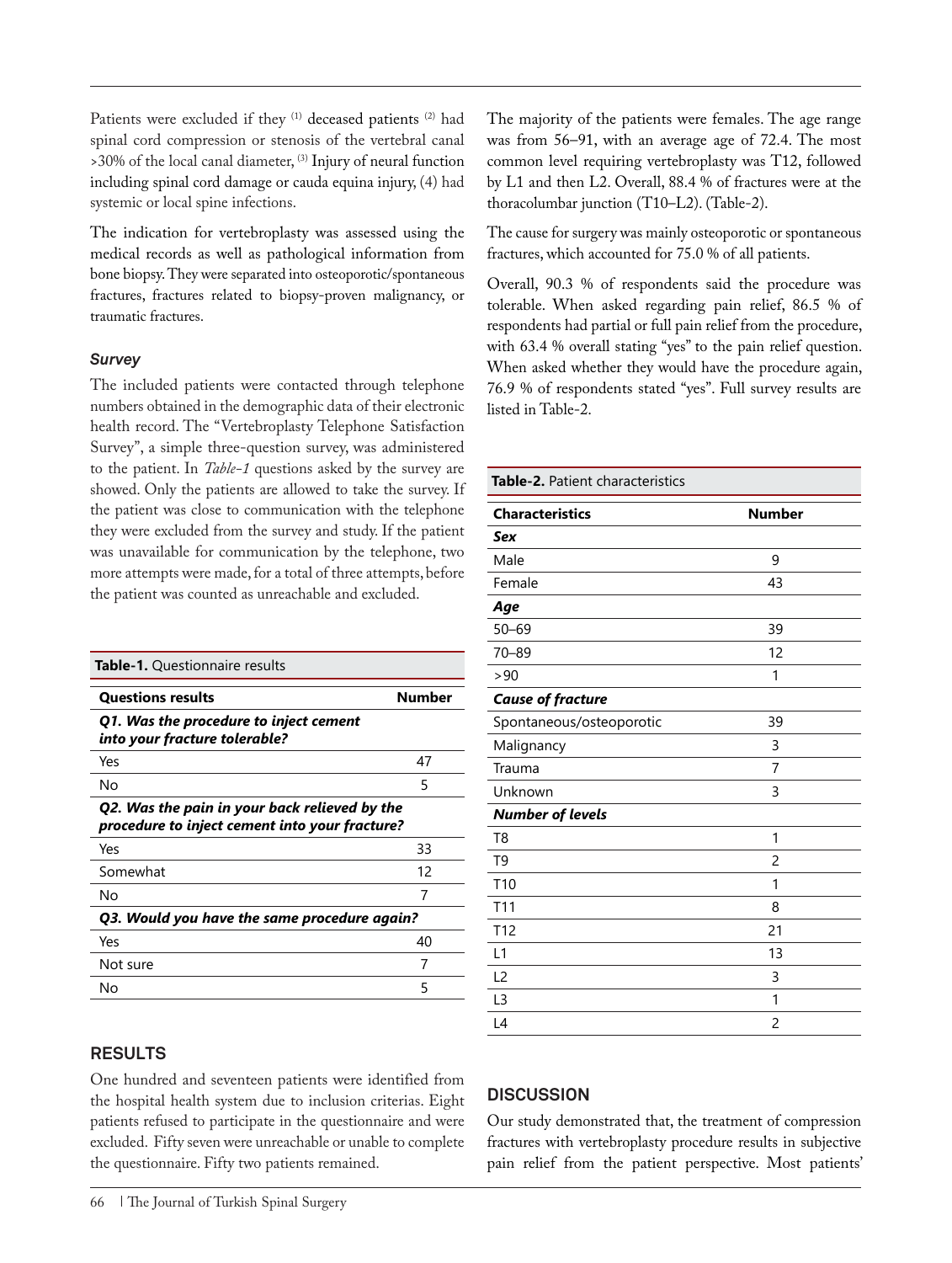Patients were excluded if they [(1)] deceased patients [(2)] had spinal cord compression or stenosis of the vertebral canal >30% of the local canal diameter, [(3)] Injury of neural function including spinal cord damage or cauda equina injury, (4) had systemic or local spine infections.

The indication for vertebroplasty was assessed using the medical records as well as pathological information from bone biopsy. They were separated into osteoporotic/spontaneous fractures, fractures related to biopsy-proven malignancy, or traumatic fractures.

### *Survey*

The included patients were contacted through telephone numbers obtained in the demographic data of their electronic health record. The "Vertebroplasty Telephone Satisfaction Survey", a simple three-question survey, was administered to the patient. In *Table-1* questions asked by the survey are showed. Only the patients are allowed to take the survey. If the patient was close to communication with the telephone they were excluded from the survey and study. If the patient was unavailable for communication by the telephone, two more attempts were made, for a total of three attempts, before the patient was counted as unreachable and excluded.

**Table-1.** Questionnaire results

| Questions results | Number |
|---|---|
| ***Q1. Was the procedure to inject cement into your fracture tolerable?*** | |
| Yes | 47 |
| No | 5 |
| ***Q2. Was the pain in your back relieved by the procedure to inject cement into your fracture?*** | |
| Yes | 33 |
| Somewhat | 12 |
| No | 7 |
| ***Q3. Would you have the same procedure again?*** | |
| Yes | 40 |
| Not sure | 7 |
| No | 5 |

## RESULTS

One hundred and seventeen patients were identified from the hospital health system due to inclusion criterias. Eight patients refused to participate in the questionnaire and were excluded. Fifty seven were unreachable or unable to complete the questionnaire. Fifty two patients remained.

The majority of the patients were females. The age range was from 56–91, with an average age of 72.4. The most common level requiring vertebroplasty was T12, followed by L1 and then L2. Overall, 88.4 % of fractures were at the thoracolumbar junction (T10–L2). (Table-2).

The cause for surgery was mainly osteoporotic or spontaneous fractures, which accounted for 75.0 % of all patients.

Overall, 90.3 % of respondents said the procedure was tolerable. When asked regarding pain relief, 86.5 % of respondents had partial or full pain relief from the procedure, with 63.4 % overall stating "yes" to the pain relief question. When asked whether they would have the procedure again, 76.9 % of respondents stated "yes". Full survey results are listed in Table-2.

**Table-2.** Patient characteristics

| Characteristics | Number |
|---|---|
| ***Sex*** | |
| Male | 9 |
| Female | 43 |
| ***Age*** | |
| 50–69 | 39 |
| 70–89 | 12 |
| >90 | 1 |
| ***Cause of fracture*** | |
| Spontaneous/osteoporotic | 39 |
| Malignancy | 3 |
| Trauma | 7 |
| Unknown | 3 |
| ***Number of levels*** | |
| T8 | 1 |
| T9 | 2 |
| T10 | 1 |
| T11 | 8 |
| T12 | 21 |
| L1 | 13 |
| L2 | 3 |
| L3 | 1 |
| L4 | 2 |

## DISCUSSION

Our study demonstrated that, the treatment of compression fractures with vertebroplasty procedure results in subjective pain relief from the patient perspective. Most patients'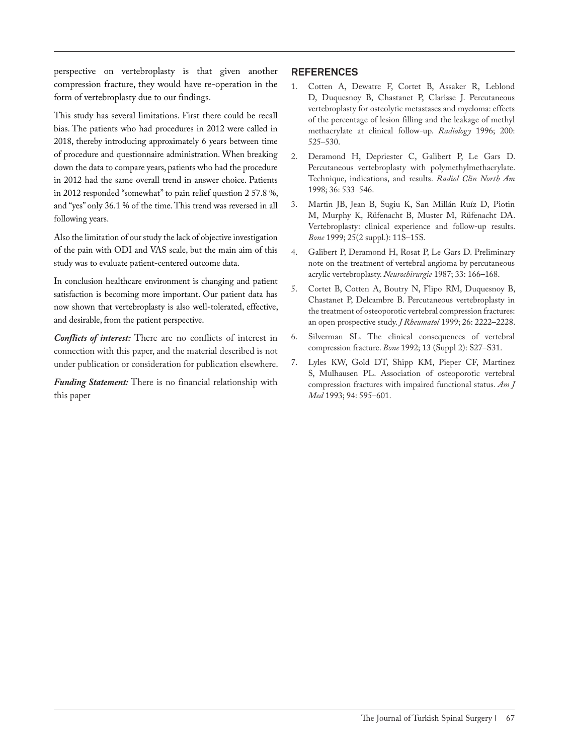perspective on vertebroplasty is that given another compression fracture, they would have re-operation in the form of vertebroplasty due to our findings.

This study has several limitations. First there could be recall bias. The patients who had procedures in 2012 were called in 2018, thereby introducing approximately 6 years between time of procedure and questionnaire administration. When breaking down the data to compare years, patients who had the procedure in 2012 had the same overall trend in answer choice. Patients in 2012 responded "somewhat" to pain relief question 2 57.8 %, and "yes" only 36.1 % of the time. This trend was reversed in all following years.

Also the limitation of our study the lack of objective investigation of the pain with ODI and VAS scale, but the main aim of this study was to evaluate patient-centered outcome data.

In conclusion healthcare environment is changing and patient satisfaction is becoming more important. Our patient data has now shown that vertebroplasty is also well-tolerated, effective, and desirable, from the patient perspective.

***Conflicts of interest:*** There are no conflicts of interest in connection with this paper, and the material described is not under publication or consideration for publication elsewhere.

***Funding Statement:*** There is no financial relationship with this paper

## REFERENCES

1. Cotten A, Dewatre F, Cortet B, Assaker R, Leblond D, Duquesnoy B, Chastanet P, Clarisse J. Percutaneous vertebroplasty for osteolytic metastases and myeloma: effects of the percentage of lesion filling and the leakage of methyl methacrylate at clinical follow-up. *Radiology* 1996; 200: 525–530.
2. Deramond H, Depriester C, Galibert P, Le Gars D. Percutaneous vertebroplasty with polymethylmethacrylate. Technique, indications, and results. *Radiol Clin North Am* 1998; 36: 533–546.
3. Martin JB, Jean B, Sugiu K, San Millán Ruíz D, Piotin M, Murphy K, Rüfenacht B, Muster M, Rüfenacht DA. Vertebroplasty: clinical experience and follow-up results. *Bone* 1999; 25(2 suppl.): 11S–15S.
4. Galibert P, Deramond H, Rosat P, Le Gars D. Preliminary note on the treatment of vertebral angioma by percutaneous acrylic vertebroplasty. *Neurochirurgie* 1987; 33: 166–168.
5. Cortet B, Cotten A, Boutry N, Flipo RM, Duquesnoy B, Chastanet P, Delcambre B. Percutaneous vertebroplasty in the treatment of osteoporotic vertebral compression fractures: an open prospective study. *J Rheumatol* 1999; 26: 2222–2228.
6. Silverman SL. The clinical consequences of vertebral compression fracture. *Bone* 1992; 13 (Suppl 2): S27–S31.
7. Lyles KW, Gold DT, Shipp KM, Pieper CF, Martinez S, Mulhausen PL. Association of osteoporotic vertebral compression fractures with impaired functional status. *Am J Med* 1993; 94: 595–601.